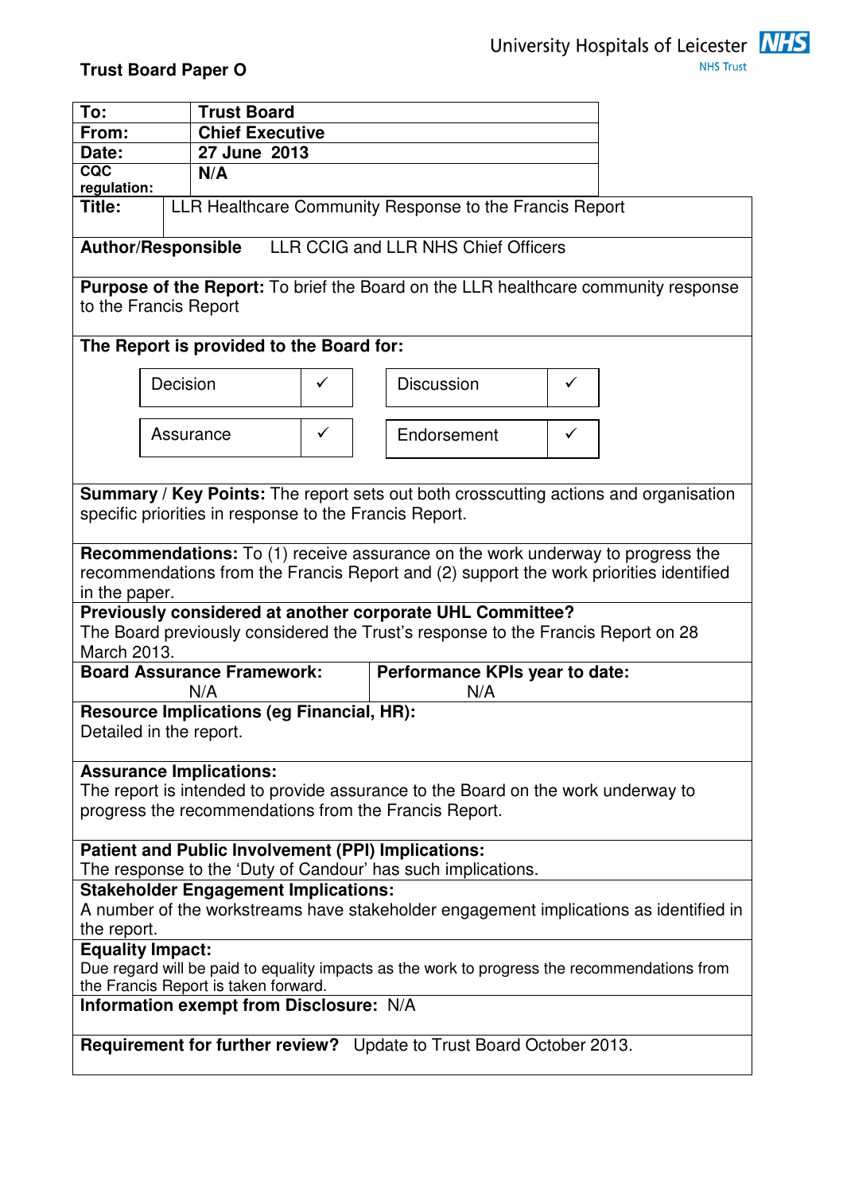**Trust Board Paper O**

University Hospitals of Leicester NHS Trust

| | |
|---|---|
| **To:** | **Trust Board** |
| **From:** | **Chief Executive** |
| **Date:** | **27 June 2013** |
| **CQC regulation:** | **N/A** |

**Title:** LLR Healthcare Community Response to the Francis Report

**Author/Responsible** LLR CCIG and LLR NHS Chief Officers

**Purpose of the Report:** To brief the Board on the LLR healthcare community response to the Francis Report

**The Report is provided to the Board for:**

| | | | |
|---|---|---|---|
| Decision | ✓ | Discussion | ✓ |
| Assurance | ✓ | Endorsement | ✓ |

**Summary / Key Points:** The report sets out both crosscutting actions and organisation specific priorities in response to the Francis Report.

**Recommendations:** To (1) receive assurance on the work underway to progress the recommendations from the Francis Report and (2) support the work priorities identified in the paper.

**Previously considered at another corporate UHL Committee?**
The Board previously considered the Trust's response to the Francis Report on 28 March 2013.

| **Board Assurance Framework:** | **Performance KPIs year to date:** |
|---|---|
| N/A | N/A |

**Resource Implications (eg Financial, HR):**
Detailed in the report.

**Assurance Implications:**
The report is intended to provide assurance to the Board on the work underway to progress the recommendations from the Francis Report.

**Patient and Public Involvement (PPI) Implications:**
The response to the 'Duty of Candour' has such implications.

**Stakeholder Engagement Implications:**
A number of the workstreams have stakeholder engagement implications as identified in the report.

**Equality Impact:**
Due regard will be paid to equality impacts as the work to progress the recommendations from the Francis Report is taken forward.

**Information exempt from Disclosure:** N/A

**Requirement for further review?** Update to Trust Board October 2013.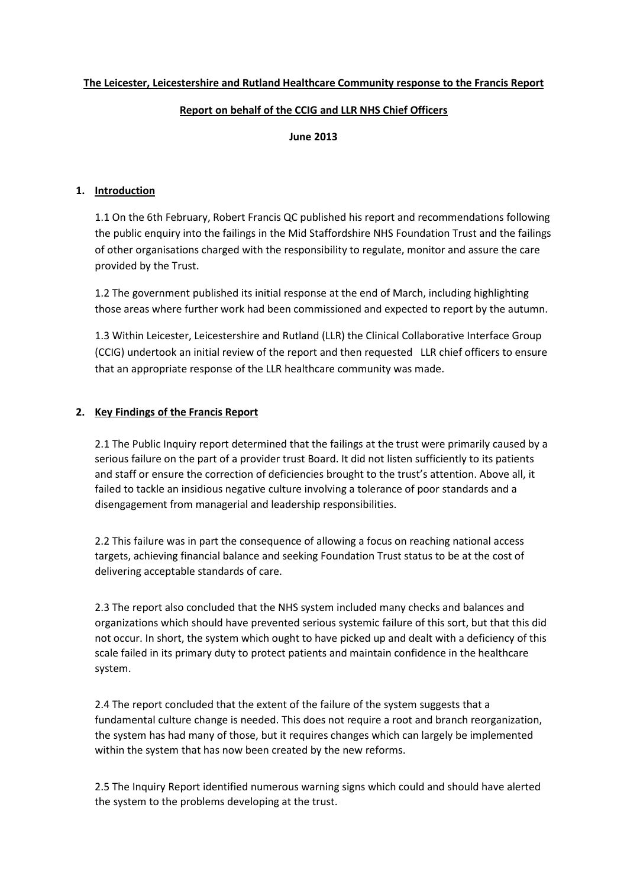**The Leicester, Leicestershire and Rutland Healthcare Community response to the Francis Report**

**Report on behalf of the CCIG and LLR NHS Chief Officers**

**June 2013**

## 1. Introduction

1.1 On the 6th February, Robert Francis QC published his report and recommendations following the public enquiry into the failings in the Mid Staffordshire NHS Foundation Trust and the failings of other organisations charged with the responsibility to regulate, monitor and assure the care provided by the Trust.

1.2 The government published its initial response at the end of March, including highlighting those areas where further work had been commissioned and expected to report by the autumn.

1.3 Within Leicester, Leicestershire and Rutland (LLR) the Clinical Collaborative Interface Group (CCIG) undertook an initial review of the report and then requested LLR chief officers to ensure that an appropriate response of the LLR healthcare community was made.

## 2. Key Findings of the Francis Report

2.1 The Public Inquiry report determined that the failings at the trust were primarily caused by a serious failure on the part of a provider trust Board. It did not listen sufficiently to its patients and staff or ensure the correction of deficiencies brought to the trust's attention. Above all, it failed to tackle an insidious negative culture involving a tolerance of poor standards and a disengagement from managerial and leadership responsibilities.

2.2 This failure was in part the consequence of allowing a focus on reaching national access targets, achieving financial balance and seeking Foundation Trust status to be at the cost of delivering acceptable standards of care.

2.3 The report also concluded that the NHS system included many checks and balances and organizations which should have prevented serious systemic failure of this sort, but that this did not occur. In short, the system which ought to have picked up and dealt with a deficiency of this scale failed in its primary duty to protect patients and maintain confidence in the healthcare system.

2.4 The report concluded that the extent of the failure of the system suggests that a fundamental culture change is needed. This does not require a root and branch reorganization, the system has had many of those, but it requires changes which can largely be implemented within the system that has now been created by the new reforms.

2.5 The Inquiry Report identified numerous warning signs which could and should have alerted the system to the problems developing at the trust.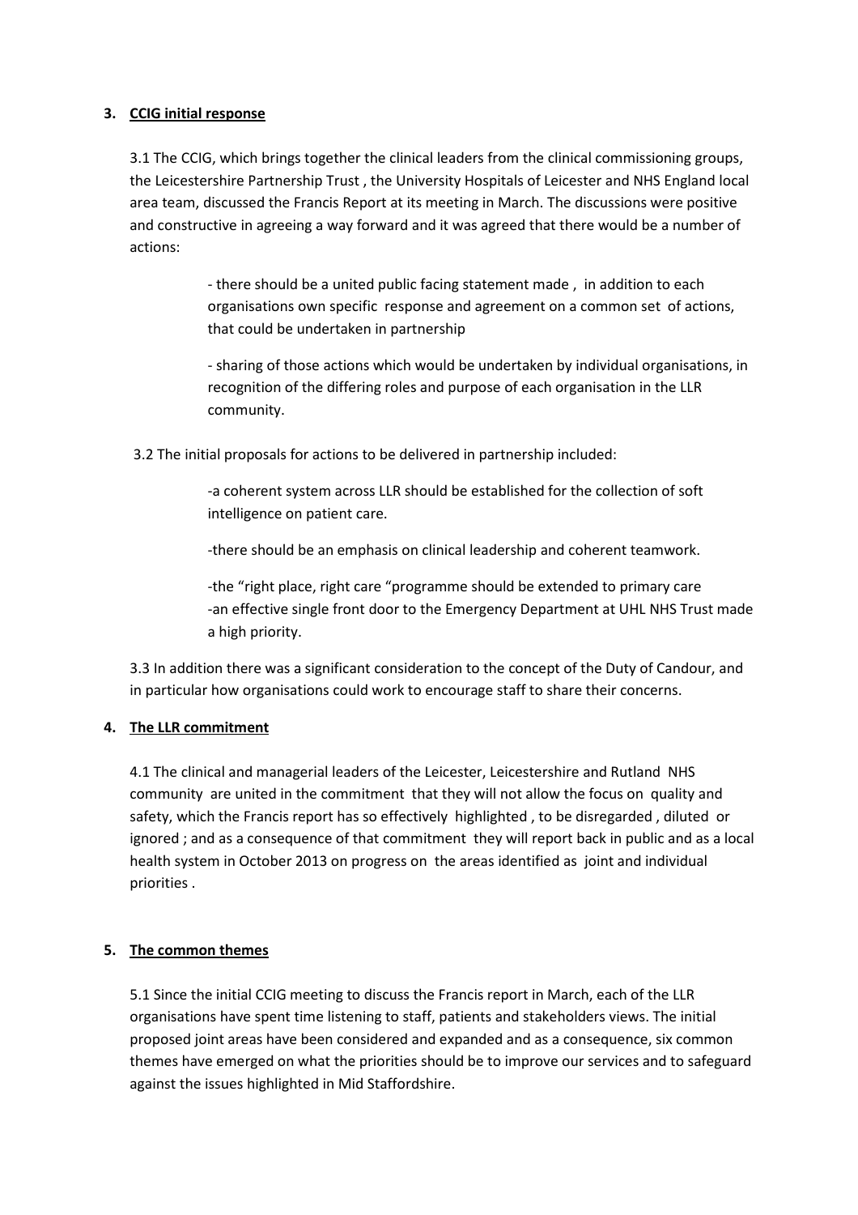## 3. CCIG initial response

3.1 The CCIG, which brings together the clinical leaders from the clinical commissioning groups, the Leicestershire Partnership Trust , the University Hospitals of Leicester and NHS England local area team, discussed the Francis Report at its meeting in March. The discussions were positive and constructive in agreeing a way forward and it was agreed that there would be a number of actions:

- there should be a united public facing statement made , in addition to each organisations own specific response and agreement on a common set of actions, that could be undertaken in partnership
- sharing of those actions which would be undertaken by individual organisations, in recognition of the differing roles and purpose of each organisation in the LLR community.

3.2 The initial proposals for actions to be delivered in partnership included:

- a coherent system across LLR should be established for the collection of soft intelligence on patient care.
- there should be an emphasis on clinical leadership and coherent teamwork.
- the "right place, right care "programme should be extended to primary care
- an effective single front door to the Emergency Department at UHL NHS Trust made a high priority.

3.3 In addition there was a significant consideration to the concept of the Duty of Candour, and in particular how organisations could work to encourage staff to share their concerns.

## 4. The LLR commitment

4.1 The clinical and managerial leaders of the Leicester, Leicestershire and Rutland NHS community are united in the commitment that they will not allow the focus on quality and safety, which the Francis report has so effectively highlighted , to be disregarded , diluted or ignored ; and as a consequence of that commitment they will report back in public and as a local health system in October 2013 on progress on the areas identified as joint and individual priorities .

## 5. The common themes

5.1 Since the initial CCIG meeting to discuss the Francis report in March, each of the LLR organisations have spent time listening to staff, patients and stakeholders views. The initial proposed joint areas have been considered and expanded and as a consequence, six common themes have emerged on what the priorities should be to improve our services and to safeguard against the issues highlighted in Mid Staffordshire.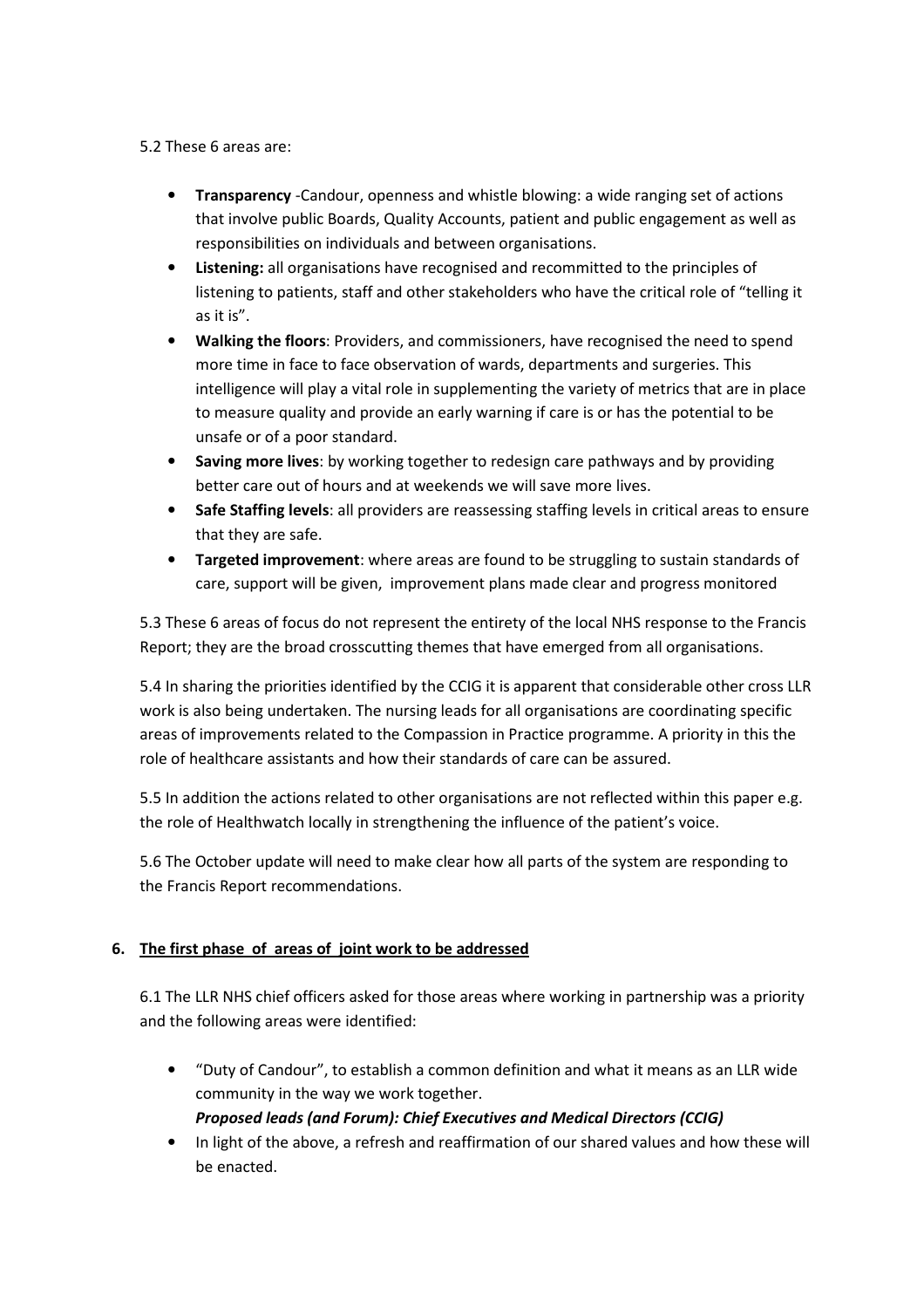5.2 These 6 areas are:

- **Transparency** -Candour, openness and whistle blowing: a wide ranging set of actions that involve public Boards, Quality Accounts, patient and public engagement as well as responsibilities on individuals and between organisations.
- **Listening:** all organisations have recognised and recommitted to the principles of listening to patients, staff and other stakeholders who have the critical role of "telling it as it is".
- **Walking the floors**: Providers, and commissioners, have recognised the need to spend more time in face to face observation of wards, departments and surgeries. This intelligence will play a vital role in supplementing the variety of metrics that are in place to measure quality and provide an early warning if care is or has the potential to be unsafe or of a poor standard.
- **Saving more lives**: by working together to redesign care pathways and by providing better care out of hours and at weekends we will save more lives.
- **Safe Staffing levels**: all providers are reassessing staffing levels in critical areas to ensure that they are safe.
- **Targeted improvement**: where areas are found to be struggling to sustain standards of care, support will be given, improvement plans made clear and progress monitored

5.3 These 6 areas of focus do not represent the entirety of the local NHS response to the Francis Report; they are the broad crosscutting themes that have emerged from all organisations.

5.4 In sharing the priorities identified by the CCIG it is apparent that considerable other cross LLR work is also being undertaken. The nursing leads for all organisations are coordinating specific areas of improvements related to the Compassion in Practice programme. A priority in this the role of healthcare assistants and how their standards of care can be assured.

5.5 In addition the actions related to other organisations are not reflected within this paper e.g. the role of Healthwatch locally in strengthening the influence of the patient's voice.

5.6 The October update will need to make clear how all parts of the system are responding to the Francis Report recommendations.

## 6. The first phase of areas of joint work to be addressed

6.1 The LLR NHS chief officers asked for those areas where working in partnership was a priority and the following areas were identified:

- "Duty of Candour", to establish a common definition and what it means as an LLR wide community in the way we work together.
  ***Proposed leads (and Forum): Chief Executives and Medical Directors (CCIG)***
- In light of the above, a refresh and reaffirmation of our shared values and how these will be enacted.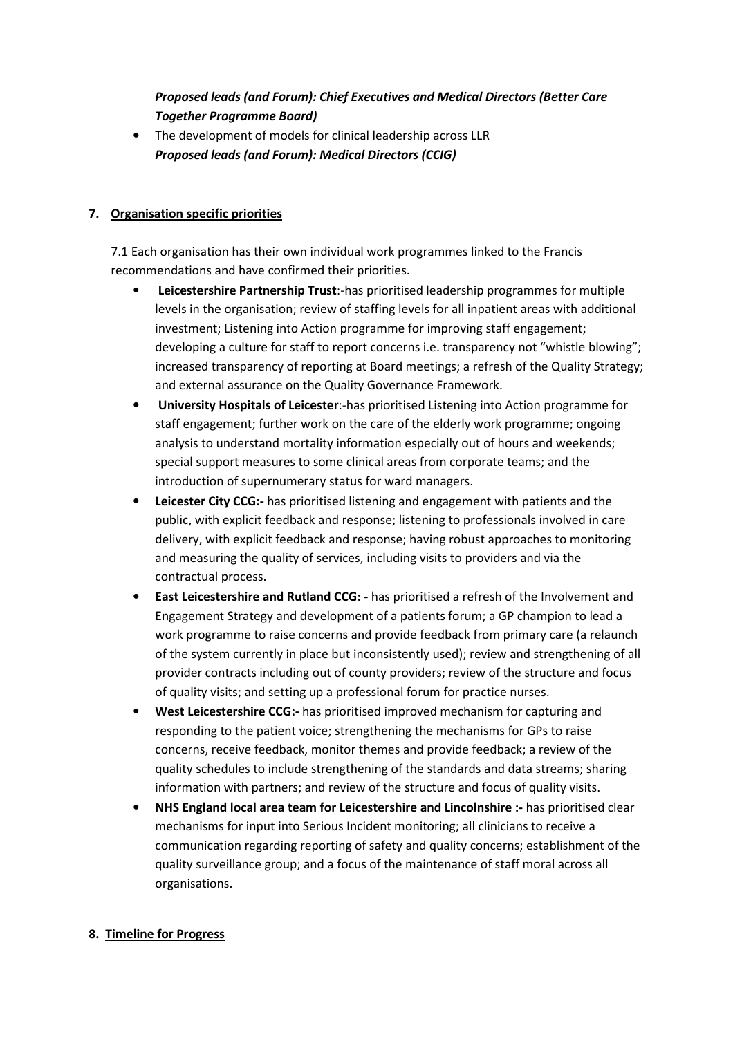*Proposed leads (and Forum): Chief Executives and Medical Directors (Better Care Together Programme Board)*

- The development of models for clinical leadership across LLR
  ***Proposed leads (and Forum): Medical Directors (CCIG)***

## 7. Organisation specific priorities

7.1 Each organisation has their own individual work programmes linked to the Francis recommendations and have confirmed their priorities.

- **Leicestershire Partnership Trust**:-has prioritised leadership programmes for multiple levels in the organisation; review of staffing levels for all inpatient areas with additional investment; Listening into Action programme for improving staff engagement; developing a culture for staff to report concerns i.e. transparency not "whistle blowing"; increased transparency of reporting at Board meetings; a refresh of the Quality Strategy; and external assurance on the Quality Governance Framework.
- **University Hospitals of Leicester**:-has prioritised Listening into Action programme for staff engagement; further work on the care of the elderly work programme; ongoing analysis to understand mortality information especially out of hours and weekends; special support measures to some clinical areas from corporate teams; and the introduction of supernumerary status for ward managers.
- **Leicester City CCG:-** has prioritised listening and engagement with patients and the public, with explicit feedback and response; listening to professionals involved in care delivery, with explicit feedback and response; having robust approaches to monitoring and measuring the quality of services, including visits to providers and via the contractual process.
- **East Leicestershire and Rutland CCG: -** has prioritised a refresh of the Involvement and Engagement Strategy and development of a patients forum; a GP champion to lead a work programme to raise concerns and provide feedback from primary care (a relaunch of the system currently in place but inconsistently used); review and strengthening of all provider contracts including out of county providers; review of the structure and focus of quality visits; and setting up a professional forum for practice nurses.
- **West Leicestershire CCG:-** has prioritised improved mechanism for capturing and responding to the patient voice; strengthening the mechanisms for GPs to raise concerns, receive feedback, monitor themes and provide feedback; a review of the quality schedules to include strengthening of the standards and data streams; sharing information with partners; and review of the structure and focus of quality visits.
- **NHS England local area team for Leicestershire and Lincolnshire :-** has prioritised clear mechanisms for input into Serious Incident monitoring; all clinicians to receive a communication regarding reporting of safety and quality concerns; establishment of the quality surveillance group; and a focus of the maintenance of staff moral across all organisations.

## 8. Timeline for Progress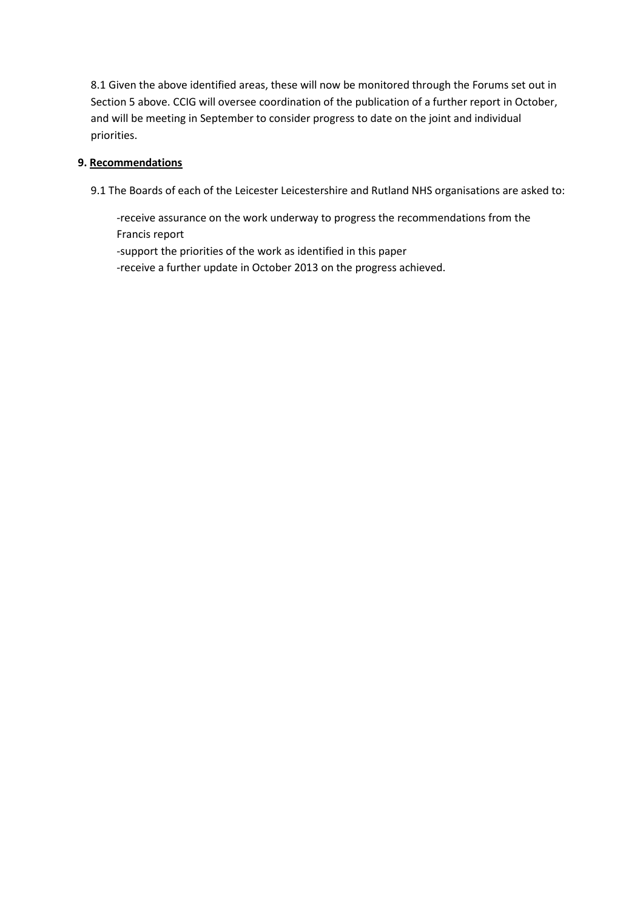8.1 Given the above identified areas, these will now be monitored through the Forums set out in Section 5 above. CCIG will oversee coordination of the publication of a further report in October, and will be meeting in September to consider progress to date on the joint and individual priorities.

## 9. Recommendations

9.1 The Boards of each of the Leicester Leicestershire and Rutland NHS organisations are asked to:

-receive assurance on the work underway to progress the recommendations from the Francis report
-support the priorities of the work as identified in this paper
-receive a further update in October 2013 on the progress achieved.